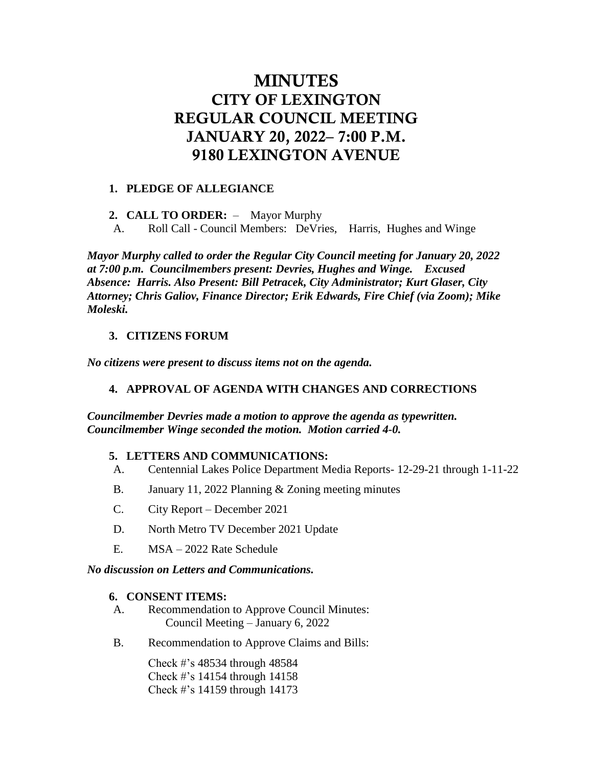# MINUTES
# CITY OF LEXINGTON
# REGULAR COUNCIL MEETING
# JANUARY 20, 2022– 7:00 P.M.
# 9180 LEXINGTON AVENUE

1. **PLEDGE OF ALLEGIANCE**

2. **CALL TO ORDER:** – Mayor Murphy
   A. Roll Call - Council Members: DeVries, Harris, Hughes and Winge

***Mayor Murphy called to order the Regular City Council meeting for January 20, 2022 at 7:00 p.m. Councilmembers present: Devries, Hughes and Winge. Excused Absence: Harris. Also Present: Bill Petracek, City Administrator; Kurt Glaser, City Attorney; Chris Galiov, Finance Director; Erik Edwards, Fire Chief (via Zoom); Mike Moleski.***

3. **CITIZENS FORUM**

***No citizens were present to discuss items not on the agenda.***

4. **APPROVAL OF AGENDA WITH CHANGES AND CORRECTIONS**

***Councilmember Devries made a motion to approve the agenda as typewritten. Councilmember Winge seconded the motion. Motion carried 4-0.***

5. **LETTERS AND COMMUNICATIONS:**
   A. Centennial Lakes Police Department Media Reports- 12-29-21 through 1-11-22
   B. January 11, 2022 Planning & Zoning meeting minutes
   C. City Report – December 2021
   D. North Metro TV December 2021 Update
   E. MSA – 2022 Rate Schedule

***No discussion on Letters and Communications.***

6. **CONSENT ITEMS:**
   A. Recommendation to Approve Council Minutes:
      Council Meeting – January 6, 2022
   B. Recommendation to Approve Claims and Bills:

      Check #'s 48534 through 48584
      Check #'s 14154 through 14158
      Check #'s 14159 through 14173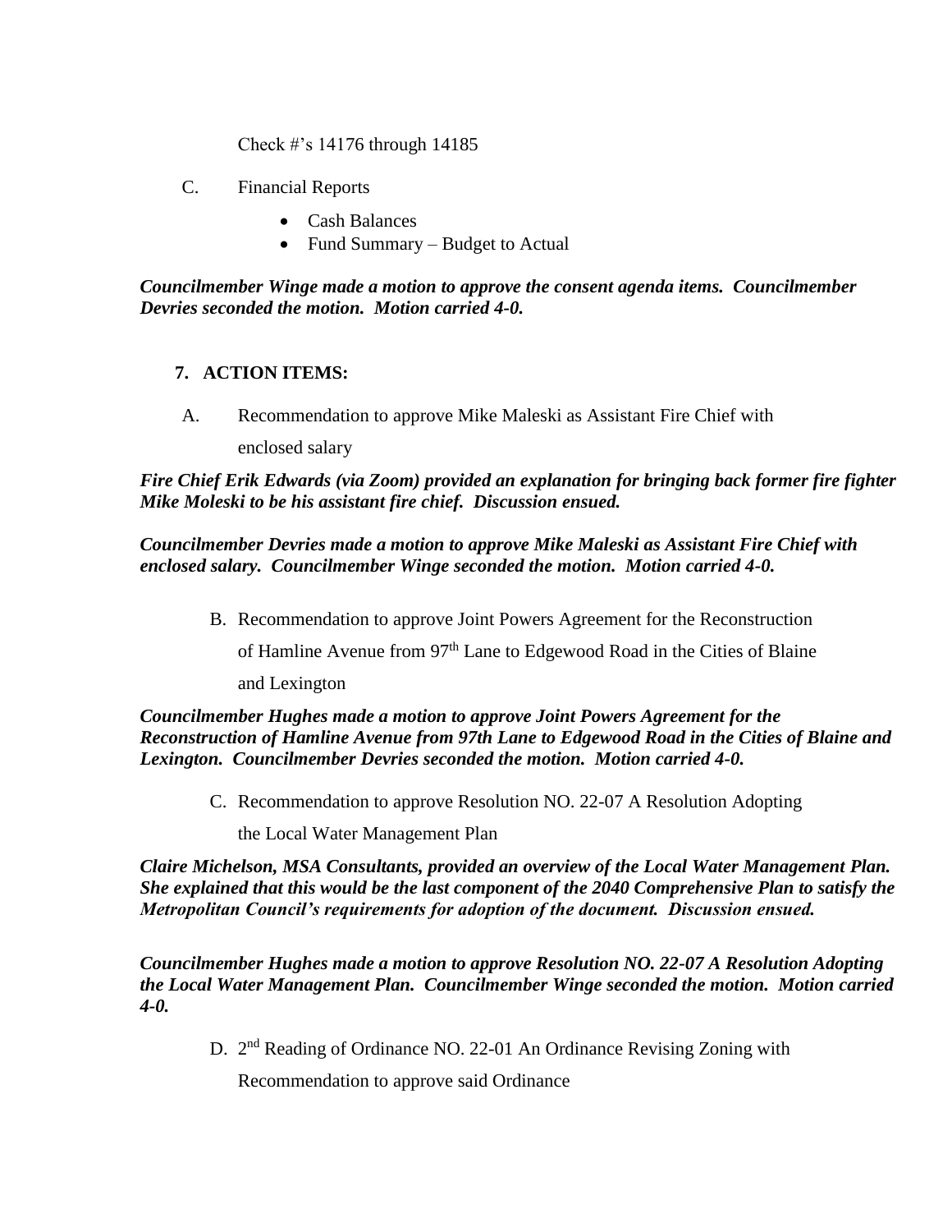Check #'s 14176 through 14185

C. Financial Reports

- Cash Balances
- Fund Summary – Budget to Actual

***Councilmember Winge made a motion to approve the consent agenda items. Councilmember Devries seconded the motion. Motion carried 4-0.***

## 7. ACTION ITEMS:

A. Recommendation to approve Mike Maleski as Assistant Fire Chief with enclosed salary

***Fire Chief Erik Edwards (via Zoom) provided an explanation for bringing back former fire fighter Mike Moleski to be his assistant fire chief. Discussion ensued.***

***Councilmember Devries made a motion to approve Mike Maleski as Assistant Fire Chief with enclosed salary. Councilmember Winge seconded the motion. Motion carried 4-0.***

B. Recommendation to approve Joint Powers Agreement for the Reconstruction of Hamline Avenue from 97th Lane to Edgewood Road in the Cities of Blaine and Lexington

***Councilmember Hughes made a motion to approve Joint Powers Agreement for the Reconstruction of Hamline Avenue from 97th Lane to Edgewood Road in the Cities of Blaine and Lexington. Councilmember Devries seconded the motion. Motion carried 4-0.***

C. Recommendation to approve Resolution NO. 22-07 A Resolution Adopting the Local Water Management Plan

***Claire Michelson, MSA Consultants, provided an overview of the Local Water Management Plan. She explained that this would be the last component of the 2040 Comprehensive Plan to satisfy the Metropolitan Council's requirements for adoption of the document. Discussion ensued.***

***Councilmember Hughes made a motion to approve Resolution NO. 22-07 A Resolution Adopting the Local Water Management Plan. Councilmember Winge seconded the motion. Motion carried 4-0.***

D. 2nd Reading of Ordinance NO. 22-01 An Ordinance Revising Zoning with Recommendation to approve said Ordinance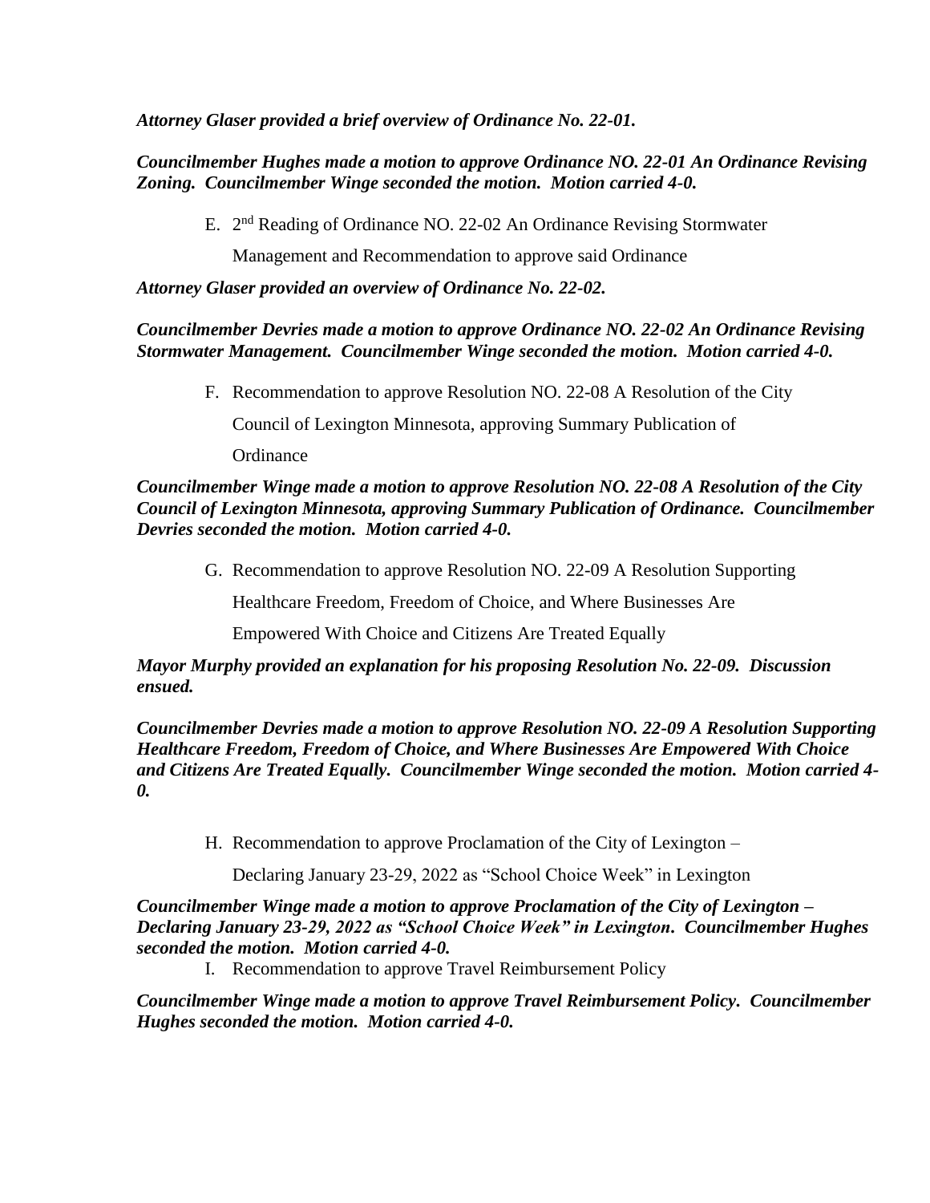***Attorney Glaser provided a brief overview of Ordinance No. 22-01.***

***Councilmember Hughes made a motion to approve Ordinance NO. 22-01 An Ordinance Revising Zoning. Councilmember Winge seconded the motion. Motion carried 4-0.***

E. 2nd Reading of Ordinance NO. 22-02 An Ordinance Revising Stormwater Management and Recommendation to approve said Ordinance

***Attorney Glaser provided an overview of Ordinance No. 22-02.***

***Councilmember Devries made a motion to approve Ordinance NO. 22-02 An Ordinance Revising Stormwater Management. Councilmember Winge seconded the motion. Motion carried 4-0.***

F. Recommendation to approve Resolution NO. 22-08 A Resolution of the City Council of Lexington Minnesota, approving Summary Publication of Ordinance

***Councilmember Winge made a motion to approve Resolution NO. 22-08 A Resolution of the City Council of Lexington Minnesota, approving Summary Publication of Ordinance. Councilmember Devries seconded the motion. Motion carried 4-0.***

G. Recommendation to approve Resolution NO. 22-09 A Resolution Supporting Healthcare Freedom, Freedom of Choice, and Where Businesses Are Empowered With Choice and Citizens Are Treated Equally

***Mayor Murphy provided an explanation for his proposing Resolution No. 22-09. Discussion ensued.***

***Councilmember Devries made a motion to approve Resolution NO. 22-09 A Resolution Supporting Healthcare Freedom, Freedom of Choice, and Where Businesses Are Empowered With Choice and Citizens Are Treated Equally. Councilmember Winge seconded the motion. Motion carried 4-0.***

H. Recommendation to approve Proclamation of the City of Lexington – Declaring January 23-29, 2022 as "School Choice Week" in Lexington

***Councilmember Winge made a motion to approve Proclamation of the City of Lexington – Declaring January 23-29, 2022 as "School Choice Week" in Lexington. Councilmember Hughes seconded the motion. Motion carried 4-0.***

I. Recommendation to approve Travel Reimbursement Policy

***Councilmember Winge made a motion to approve Travel Reimbursement Policy. Councilmember Hughes seconded the motion. Motion carried 4-0.***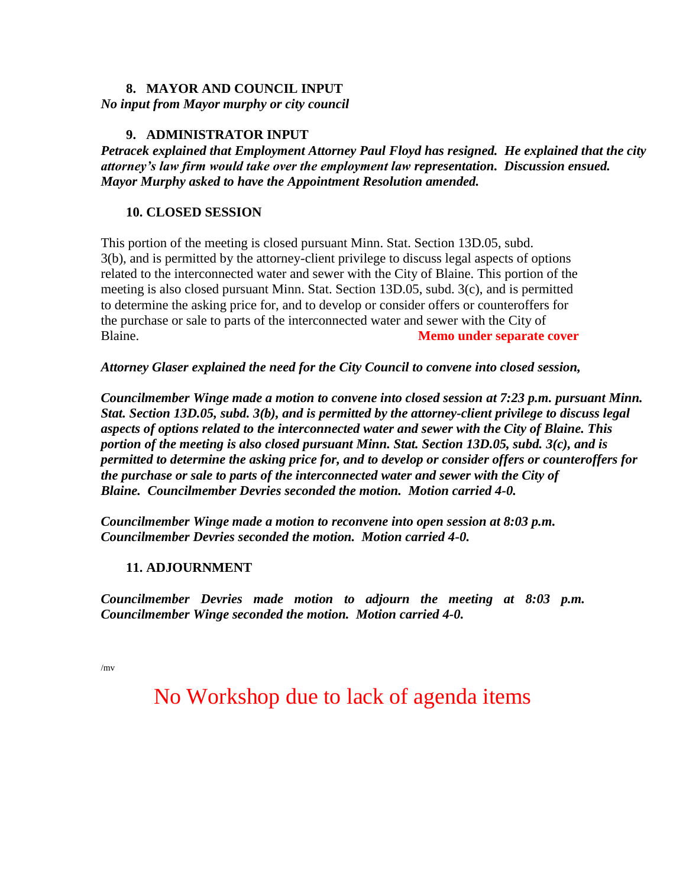### 8. MAYOR AND COUNCIL INPUT

***No input from Mayor murphy or city council***

### 9. ADMINISTRATOR INPUT

***Petracek explained that Employment Attorney Paul Floyd has resigned. He explained that the city attorney's law firm would take over the employment law representation. Discussion ensued. Mayor Murphy asked to have the Appointment Resolution amended.***

### 10. CLOSED SESSION

This portion of the meeting is closed pursuant Minn. Stat. Section 13D.05, subd. 3(b), and is permitted by the attorney-client privilege to discuss legal aspects of options related to the interconnected water and sewer with the City of Blaine. This portion of the meeting is also closed pursuant Minn. Stat. Section 13D.05, subd. 3(c), and is permitted to determine the asking price for, and to develop or consider offers or counteroffers for the purchase or sale to parts of the interconnected water and sewer with the City of Blaine. **Memo under separate cover**

***Attorney Glaser explained the need for the City Council to convene into closed session,***

***Councilmember Winge made a motion to convene into closed session at 7:23 p.m. pursuant Minn. Stat. Section 13D.05, subd. 3(b), and is permitted by the attorney-client privilege to discuss legal aspects of options related to the interconnected water and sewer with the City of Blaine. This portion of the meeting is also closed pursuant Minn. Stat. Section 13D.05, subd. 3(c), and is permitted to determine the asking price for, and to develop or consider offers or counteroffers for the purchase or sale to parts of the interconnected water and sewer with the City of Blaine. Councilmember Devries seconded the motion. Motion carried 4-0.***

***Councilmember Winge made a motion to reconvene into open session at 8:03 p.m. Councilmember Devries seconded the motion. Motion carried 4-0.***

### 11. ADJOURNMENT

***Councilmember Devries made motion to adjourn the meeting at 8:03 p.m. Councilmember Winge seconded the motion. Motion carried 4-0.***

/mv

No Workshop due to lack of agenda items